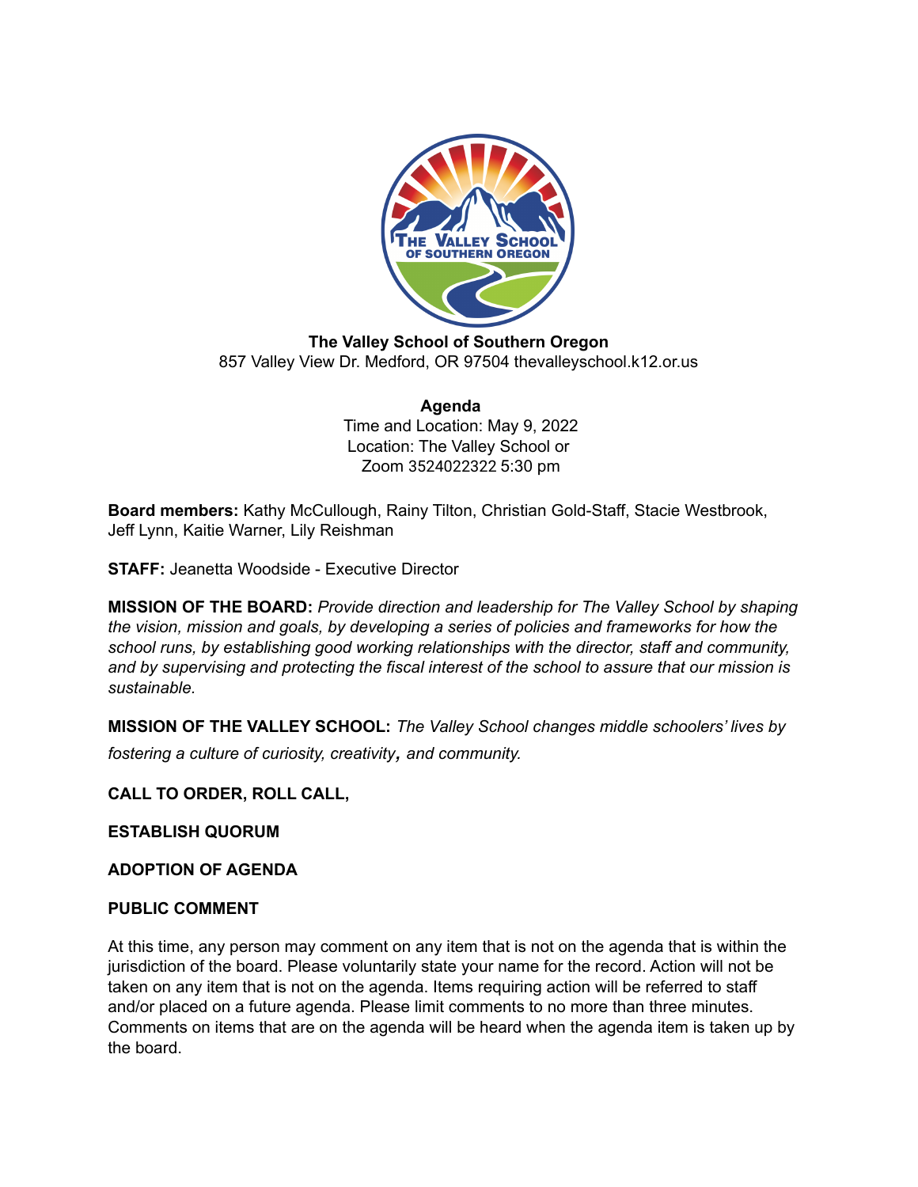**The Valley School of Southern Oregon**
857 Valley View Dr. Medford, OR 97504 thevalleyschool.k12.or.us

**Agenda**
Time and Location: May 9, 2022
Location: The Valley School or
Zoom 3524022322 5:30 pm

**Board members:** Kathy McCullough, Rainy Tilton, Christian Gold-Staff, Stacie Westbrook, Jeff Lynn, Kaitie Warner, Lily Reishman

**STAFF:** Jeanetta Woodside - Executive Director

**MISSION OF THE BOARD:** *Provide direction and leadership for The Valley School by shaping the vision, mission and goals, by developing a series of policies and frameworks for how the school runs, by establishing good working relationships with the director, staff and community, and by supervising and protecting the fiscal interest of the school to assure that our mission is sustainable.*

**MISSION OF THE VALLEY SCHOOL:** *The Valley School changes middle schoolers' lives by fostering a culture of curiosity, creativity, and community.*

**CALL TO ORDER, ROLL CALL,**

**ESTABLISH QUORUM**

**ADOPTION OF AGENDA**

**PUBLIC COMMENT**

At this time, any person may comment on any item that is not on the agenda that is within the jurisdiction of the board. Please voluntarily state your name for the record. Action will not be taken on any item that is not on the agenda. Items requiring action will be referred to staff and/or placed on a future agenda. Please limit comments to no more than three minutes. Comments on items that are on the agenda will be heard when the agenda item is taken up by the board.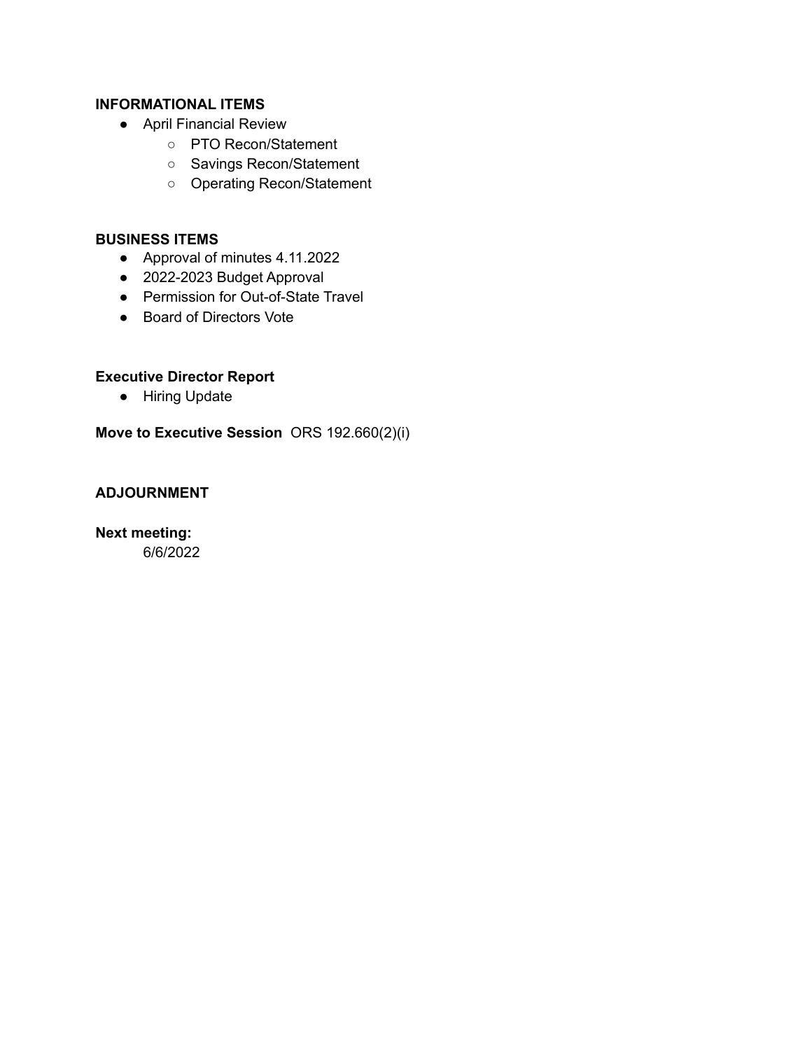**INFORMATIONAL ITEMS**

- April Financial Review
  - PTO Recon/Statement
  - Savings Recon/Statement
  - Operating Recon/Statement

**BUSINESS ITEMS**

- Approval of minutes 4.11.2022
- 2022-2023 Budget Approval
- Permission for Out-of-State Travel
- Board of Directors Vote

**Executive Director Report**

- Hiring Update

**Move to Executive Session** ORS 192.660(2)(i)

**ADJOURNMENT**

**Next meeting:**

6/6/2022